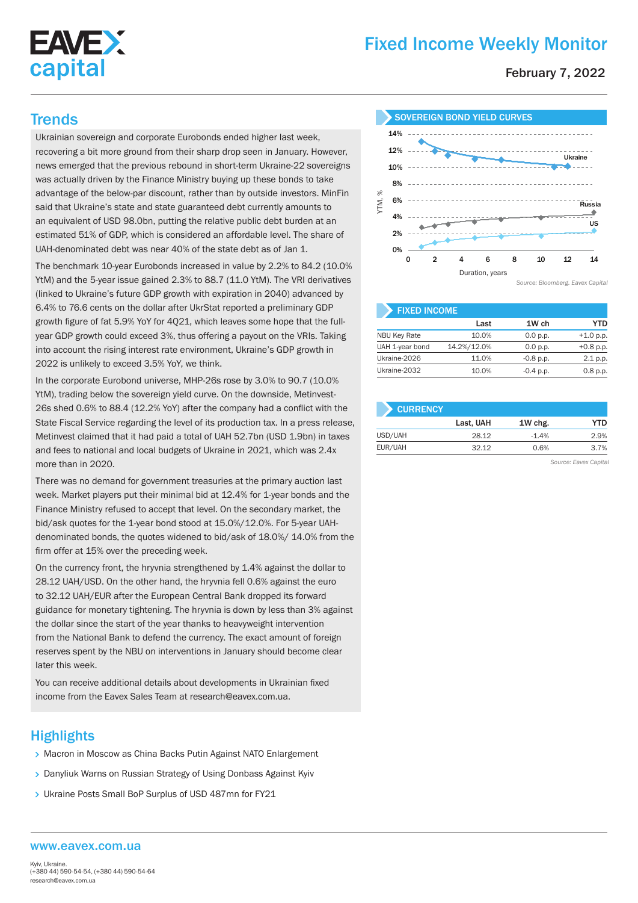# Fixed Income Weekly Monitor

February 7, 2022

## Trends

Ukrainian sovereign and corporate Eurobonds ended higher last week, recovering a bit more ground from their sharp drop seen in January. However, news emerged that the previous rebound in short-term Ukraine-22 sovereigns was actually driven by the Finance Ministry buying up these bonds to take advantage of the below-par discount, rather than by outside investors. MinFin said that Ukraine's state and state guaranteed debt currently amounts to an equivalent of USD 98.0bn, putting the relative public debt burden at an estimated 51% of GDP, which is considered an affordable level. The share of UAH-denominated debt was near 40% of the state debt as of Jan 1.

The benchmark 10-year Eurobonds increased in value by 2.2% to 84.2 (10.0% YtM) and the 5-year issue gained 2.3% to 88.7 (11.0 YtM). The VRI derivatives (linked to Ukraine's future GDP growth with expiration in 2040) advanced by 6.4% to 76.6 cents on the dollar after UkrStat reported a preliminary GDP growth figure of fat 5.9% YoY for 4Q21, which leaves some hope that the full-year GDP growth could exceed 3%, thus offering a payout on the VRIs. Taking into account the rising interest rate environment, Ukraine's GDP growth in 2022 is unlikely to exceed 3.5% YoY, we think.

In the corporate Eurobond universe, MHP-26s rose by 3.0% to 90.7 (10.0% YtM), trading below the sovereign yield curve. On the downside, Metinvest-26s shed 0.6% to 88.4 (12.2% YoY) after the company had a conflict with the State Fiscal Service regarding the level of its production tax. In a press release, Metinvest claimed that it had paid a total of UAH 52.7bn (USD 1.9bn) in taxes and fees to national and local budgets of Ukraine in 2021, which was 2.4x more than in 2020.

There was no demand for government treasuries at the primary auction last week. Market players put their minimal bid at 12.4% for 1-year bonds and the Finance Ministry refused to accept that level. On the secondary market, the bid/ask quotes for the 1-year bond stood at 15.0%/12.0%. For 5-year UAH-denominated bonds, the quotes widened to bid/ask of 18.0%/ 14.0% from the firm offer at 15% over the preceding week.

On the currency front, the hryvnia strengthened by 1.4% against the dollar to 28.12 UAH/USD. On the other hand, the hryvnia fell 0.6% against the euro to 32.12 UAH/EUR after the European Central Bank dropped its forward guidance for monetary tightening. The hryvnia is down by less than 3% against the dollar since the start of the year thanks to heavyweight intervention from the National Bank to defend the currency. The exact amount of foreign reserves spent by the NBU on interventions in January should become clear later this week.

You can receive additional details about developments in Ukrainian fixed income from the Eavex Sales Team at research@eavex.com.ua.

### SOVEREIGN BOND YIELD CURVES

Chart: YTM, % vs Duration, years — Ukraine, Russia, US

*Source: Bloomberg. Eavex Capital*

### FIXED INCOME

| | Last | 1W ch | YTD |
|---|---|---|---|
| NBU Key Rate | 10.0% | 0.0 p.p. | +1.0 p.p. |
| UAH 1-year bond | 14.2%/12.0% | 0.0 p.p. | +0.8 p.p. |
| Ukraine-2026 | 11.0% | -0.8 p.p. | 2.1 p.p. |
| Ukraine-2032 | 10.0% | -0.4 p.p. | 0.8 p.p. |

### CURRENCY

| | Last, UAH | 1W chg. | YTD |
|---|---|---|---|
| USD/UAH | 28.12 | -1.4% | 2.9% |
| EUR/UAH | 32.12 | 0.6% | 3.7% |

*Source: Eavex Capital*

## Highlights

- Macron in Moscow as China Backs Putin Against NATO Enlargement
- Danyliuk Warns on Russian Strategy of Using Donbass Against Kyiv
- Ukraine Posts Small BoP Surplus of USD 487mn for FY21

www.eavex.com.ua

Kyiv, Ukraine.
(+380 44) 590-54-54, (+380 44) 590-54-64
research@eavex.com.ua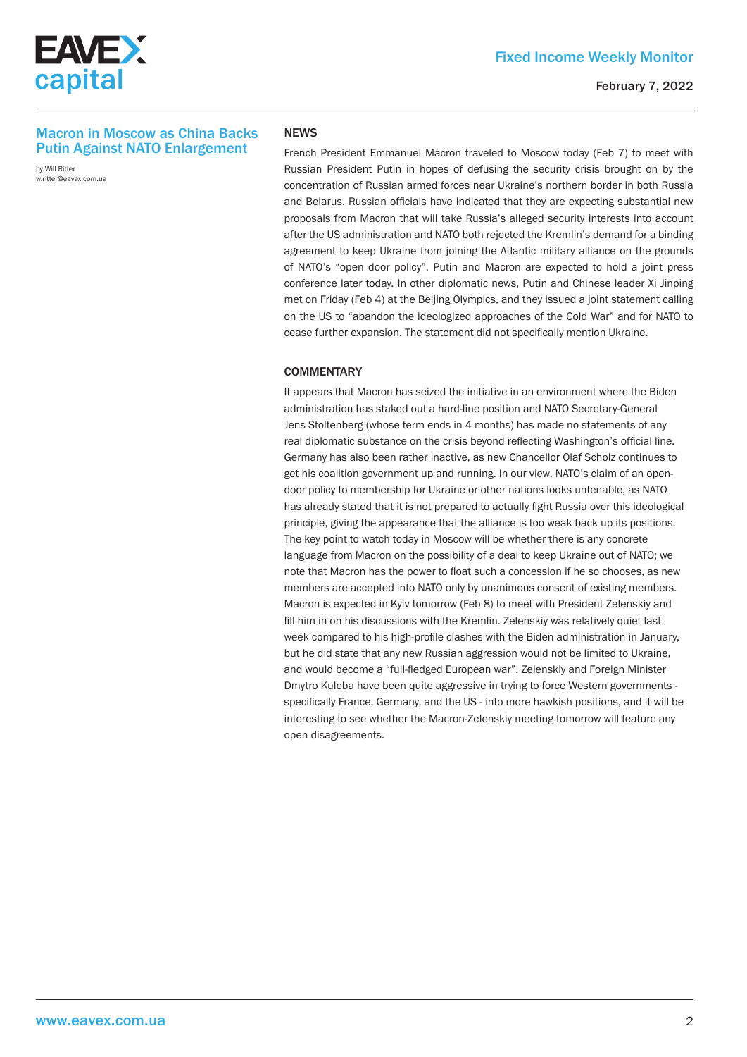## Macron in Moscow as China Backs Putin Against NATO Enlargement

by Will Ritter
w.ritter@eavex.com.ua

### NEWS

French President Emmanuel Macron traveled to Moscow today (Feb 7) to meet with Russian President Putin in hopes of defusing the security crisis brought on by the concentration of Russian armed forces near Ukraine's northern border in both Russia and Belarus. Russian officials have indicated that they are expecting substantial new proposals from Macron that will take Russia's alleged security interests into account after the US administration and NATO both rejected the Kremlin's demand for a binding agreement to keep Ukraine from joining the Atlantic military alliance on the grounds of NATO's "open door policy". Putin and Macron are expected to hold a joint press conference later today. In other diplomatic news, Putin and Chinese leader Xi Jinping met on Friday (Feb 4) at the Beijing Olympics, and they issued a joint statement calling on the US to "abandon the ideologized approaches of the Cold War" and for NATO to cease further expansion. The statement did not specifically mention Ukraine.

### COMMENTARY

It appears that Macron has seized the initiative in an environment where the Biden administration has staked out a hard-line position and NATO Secretary-General Jens Stoltenberg (whose term ends in 4 months) has made no statements of any real diplomatic substance on the crisis beyond reflecting Washington's official line. Germany has also been rather inactive, as new Chancellor Olaf Scholz continues to get his coalition government up and running. In our view, NATO's claim of an open-door policy to membership for Ukraine or other nations looks untenable, as NATO has already stated that it is not prepared to actually fight Russia over this ideological principle, giving the appearance that the alliance is too weak back up its positions. The key point to watch today in Moscow will be whether there is any concrete language from Macron on the possibility of a deal to keep Ukraine out of NATO; we note that Macron has the power to float such a concession if he so chooses, as new members are accepted into NATO only by unanimous consent of existing members. Macron is expected in Kyiv tomorrow (Feb 8) to meet with President Zelenskiy and fill him in on his discussions with the Kremlin. Zelenskiy was relatively quiet last week compared to his high-profile clashes with the Biden administration in January, but he did state that any new Russian aggression would not be limited to Ukraine, and would become a "full-fledged European war". Zelenskiy and Foreign Minister Dmytro Kuleba have been quite aggressive in trying to force Western governments - specifically France, Germany, and the US - into more hawkish positions, and it will be interesting to see whether the Macron-Zelenskiy meeting tomorrow will feature any open disagreements.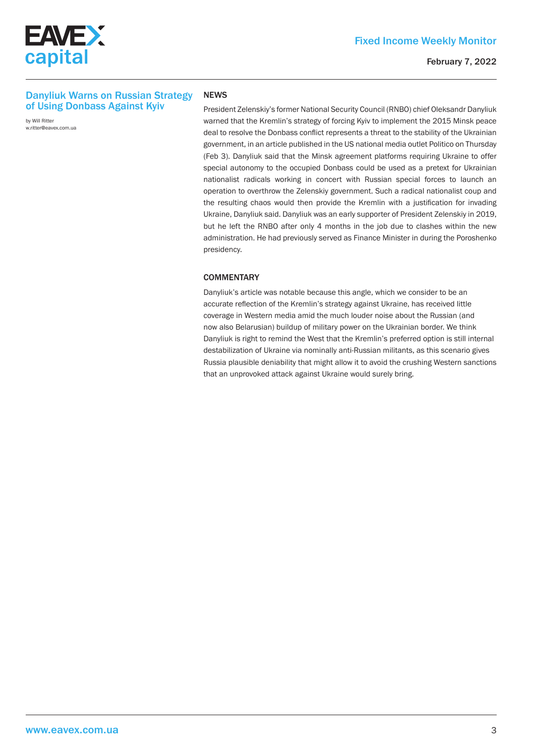## Danyliuk Warns on Russian Strategy of Using Donbass Against Kyiv

by Will Ritter
w.ritter@eavex.com.ua

### NEWS

President Zelenskiy's former National Security Council (RNBO) chief Oleksandr Danyliuk warned that the Kremlin's strategy of forcing Kyiv to implement the 2015 Minsk peace deal to resolve the Donbass conflict represents a threat to the stability of the Ukrainian government, in an article published in the US national media outlet Politico on Thursday (Feb 3). Danyliuk said that the Minsk agreement platforms requiring Ukraine to offer special autonomy to the occupied Donbass could be used as a pretext for Ukrainian nationalist radicals working in concert with Russian special forces to launch an operation to overthrow the Zelenskiy government. Such a radical nationalist coup and the resulting chaos would then provide the Kremlin with a justification for invading Ukraine, Danyliuk said. Danyliuk was an early supporter of President Zelenskiy in 2019, but he left the RNBO after only 4 months in the job due to clashes within the new administration. He had previously served as Finance Minister in during the Poroshenko presidency.

### COMMENTARY

Danyliuk's article was notable because this angle, which we consider to be an accurate reflection of the Kremlin's strategy against Ukraine, has received little coverage in Western media amid the much louder noise about the Russian (and now also Belarusian) buildup of military power on the Ukrainian border. We think Danyliuk is right to remind the West that the Kremlin's preferred option is still internal destabilization of Ukraine via nominally anti-Russian militants, as this scenario gives Russia plausible deniability that might allow it to avoid the crushing Western sanctions that an unprovoked attack against Ukraine would surely bring.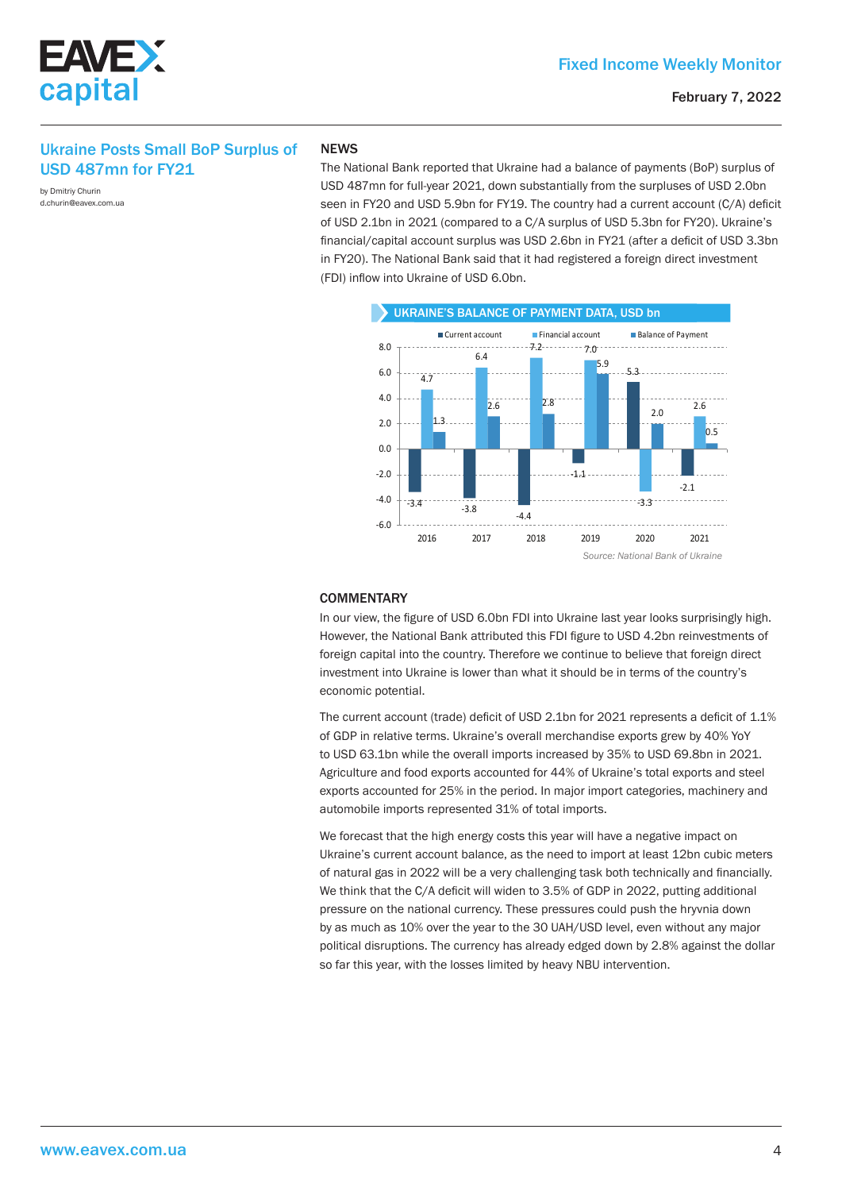## Ukraine Posts Small BoP Surplus of USD 487mn for FY21

by Dmitriy Churin
d.churin@eavex.com.ua

### NEWS

The National Bank reported that Ukraine had a balance of payments (BoP) surplus of USD 487mn for full-year 2021, down substantially from the surpluses of USD 2.0bn seen in FY20 and USD 5.9bn for FY19. The country had a current account (C/A) deficit of USD 2.1bn in 2021 (compared to a C/A surplus of USD 5.3bn for FY20). Ukraine's financial/capital account surplus was USD 2.6bn in FY21 (after a deficit of USD 3.3bn in FY20). The National Bank said that it had registered a foreign direct investment (FDI) inflow into Ukraine of USD 6.0bn.

**UKRAINE'S BALANCE OF PAYMENT DATA, USD bn**

| Year | Current account | Financial account | Balance of Payment |
|---|---|---|---|
| 2016 | -3.4 | 4.7 | 1.3 |
| 2017 | -3.8 | 6.4 | 2.6 |
| 2018 | -4.4 | 7.2 | 2.8 |
| 2019 | -1.1 | 7.0 | 5.9 |
| 2020 | 5.3 | -3.3 | 2.0 |
| 2021 | -2.1 | 2.6 | 0.5 |

*Source: National Bank of Ukraine*

### COMMENTARY

In our view, the figure of USD 6.0bn FDI into Ukraine last year looks surprisingly high. However, the National Bank attributed this FDI figure to USD 4.2bn reinvestments of foreign capital into the country. Therefore we continue to believe that foreign direct investment into Ukraine is lower than what it should be in terms of the country's economic potential.

The current account (trade) deficit of USD 2.1bn for 2021 represents a deficit of 1.1% of GDP in relative terms. Ukraine's overall merchandise exports grew by 40% YoY to USD 63.1bn while the overall imports increased by 35% to USD 69.8bn in 2021. Agriculture and food exports accounted for 44% of Ukraine's total exports and steel exports accounted for 25% in the period. In major import categories, machinery and automobile imports represented 31% of total imports.

We forecast that the high energy costs this year will have a negative impact on Ukraine's current account balance, as the need to import at least 12bn cubic meters of natural gas in 2022 will be a very challenging task both technically and financially. We think that the C/A deficit will widen to 3.5% of GDP in 2022, putting additional pressure on the national currency. These pressures could push the hryvnia down by as much as 10% over the year to the 30 UAH/USD level, even without any major political disruptions. The currency has already edged down by 2.8% against the dollar so far this year, with the losses limited by heavy NBU intervention.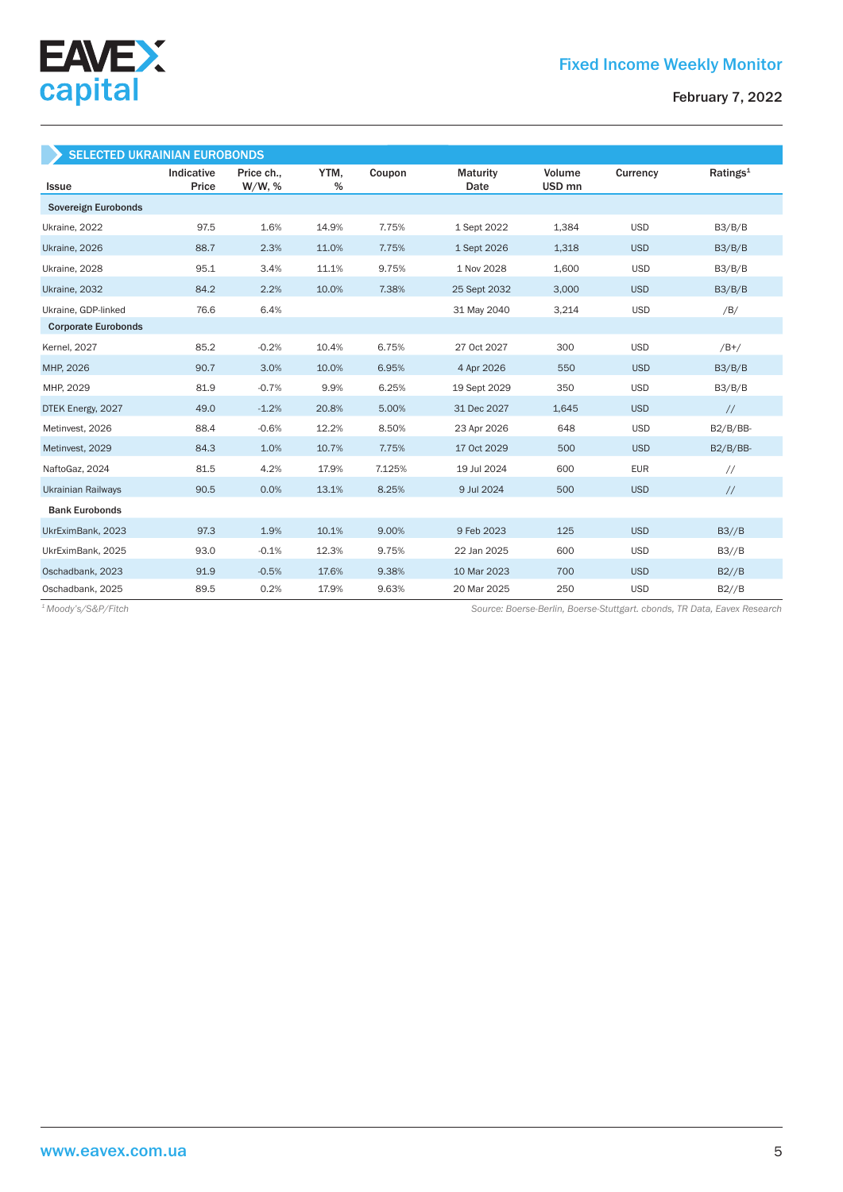## SELECTED UKRAINIAN EUROBONDS

| Issue | Indicative Price | Price ch., W/W, % | YTM, % | Coupon | Maturity Date | Volume USD mn | Currency | Ratings[1] |
|---|---|---|---|---|---|---|---|---|
| **Sovereign Eurobonds** | | | | | | | | |
| Ukraine, 2022 | 97.5 | 1.6% | 14.9% | 7.75% | 1 Sept 2022 | 1,384 | USD | B3/B/B |
| Ukraine, 2026 | 88.7 | 2.3% | 11.0% | 7.75% | 1 Sept 2026 | 1,318 | USD | B3/B/B |
| Ukraine, 2028 | 95.1 | 3.4% | 11.1% | 9.75% | 1 Nov 2028 | 1,600 | USD | B3/B/B |
| Ukraine, 2032 | 84.2 | 2.2% | 10.0% | 7.38% | 25 Sept 2032 | 3,000 | USD | B3/B/B |
| Ukraine, GDP-linked | 76.6 | 6.4% | | | 31 May 2040 | 3,214 | USD | /B/ |
| **Corporate Eurobonds** | | | | | | | | |
| Kernel, 2027 | 85.2 | -0.2% | 10.4% | 6.75% | 27 Oct 2027 | 300 | USD | /B+/ |
| MHP, 2026 | 90.7 | 3.0% | 10.0% | 6.95% | 4 Apr 2026 | 550 | USD | B3/B/B |
| MHP, 2029 | 81.9 | -0.7% | 9.9% | 6.25% | 19 Sept 2029 | 350 | USD | B3/B/B |
| DTEK Energy, 2027 | 49.0 | -1.2% | 20.8% | 5.00% | 31 Dec 2027 | 1,645 | USD | // |
| Metinvest, 2026 | 88.4 | -0.6% | 12.2% | 8.50% | 23 Apr 2026 | 648 | USD | B2/B/BB- |
| Metinvest, 2029 | 84.3 | 1.0% | 10.7% | 7.75% | 17 Oct 2029 | 500 | USD | B2/B/BB- |
| NaftoGaz, 2024 | 81.5 | 4.2% | 17.9% | 7.125% | 19 Jul 2024 | 600 | EUR | // |
| Ukrainian Railways | 90.5 | 0.0% | 13.1% | 8.25% | 9 Jul 2024 | 500 | USD | // |
| **Bank Eurobonds** | | | | | | | | |
| UkrEximBank, 2023 | 97.3 | 1.9% | 10.1% | 9.00% | 9 Feb 2023 | 125 | USD | B3//B |
| UkrEximBank, 2025 | 93.0 | -0.1% | 12.3% | 9.75% | 22 Jan 2025 | 600 | USD | B3//B |
| Oschadbank, 2023 | 91.9 | -0.5% | 17.6% | 9.38% | 10 Mar 2023 | 700 | USD | B2//B |
| Oschadbank, 2025 | 89.5 | 0.2% | 17.9% | 9.63% | 20 Mar 2025 | 250 | USD | B2//B |

*[1] Moody's/S&P/Fitch*

*Source: Boerse-Berlin, Boerse-Stuttgart. cbonds, TR Data, Eavex Research*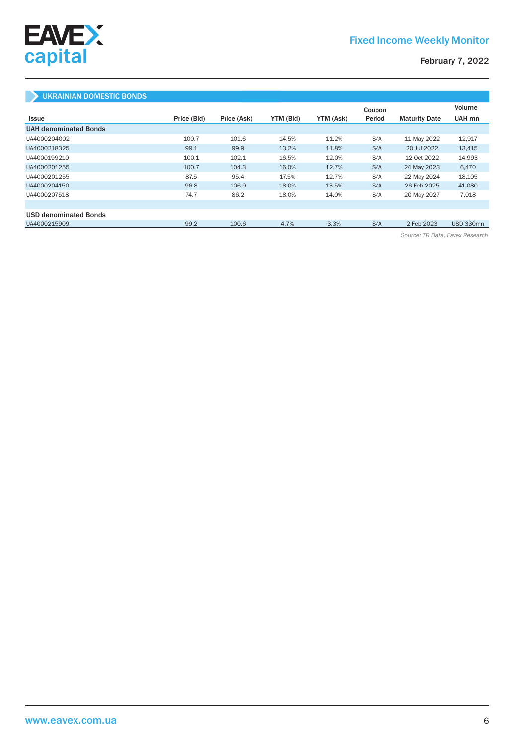## UKRAINIAN DOMESTIC BONDS

| Issue | Price (Bid) | Price (Ask) | YTM (Bid) | YTM (Ask) | Coupon Period | Maturity Date | Volume UAH mn |
|---|---|---|---|---|---|---|---|
| **UAH denominated Bonds** | | | | | | | |
| UA4000204002 | 100.7 | 101.6 | 14.5% | 11.2% | S/A | 11 May 2022 | 12,917 |
| UA4000218325 | 99.1 | 99.9 | 13.2% | 11.8% | S/A | 20 Jul 2022 | 13,415 |
| UA4000199210 | 100.1 | 102.1 | 16.5% | 12.0% | S/A | 12 Oct 2022 | 14,993 |
| UA4000201255 | 100.7 | 104.3 | 16.0% | 12.7% | S/A | 24 May 2023 | 6,470 |
| UA4000201255 | 87.5 | 95.4 | 17.5% | 12.7% | S/A | 22 May 2024 | 18,105 |
| UA4000204150 | 96.8 | 106.9 | 18.0% | 13.5% | S/A | 26 Feb 2025 | 41,080 |
| UA4000207518 | 74.7 | 86.2 | 18.0% | 14.0% | S/A | 20 May 2027 | 7,018 |
| | | | | | | | |
| **USD denominated Bonds** | | | | | | | |
| UA4000215909 | 99.2 | 100.6 | 4.7% | 3.3% | S/A | 2 Feb 2023 | USD 330mn |

*Source: TR Data, Eavex Research*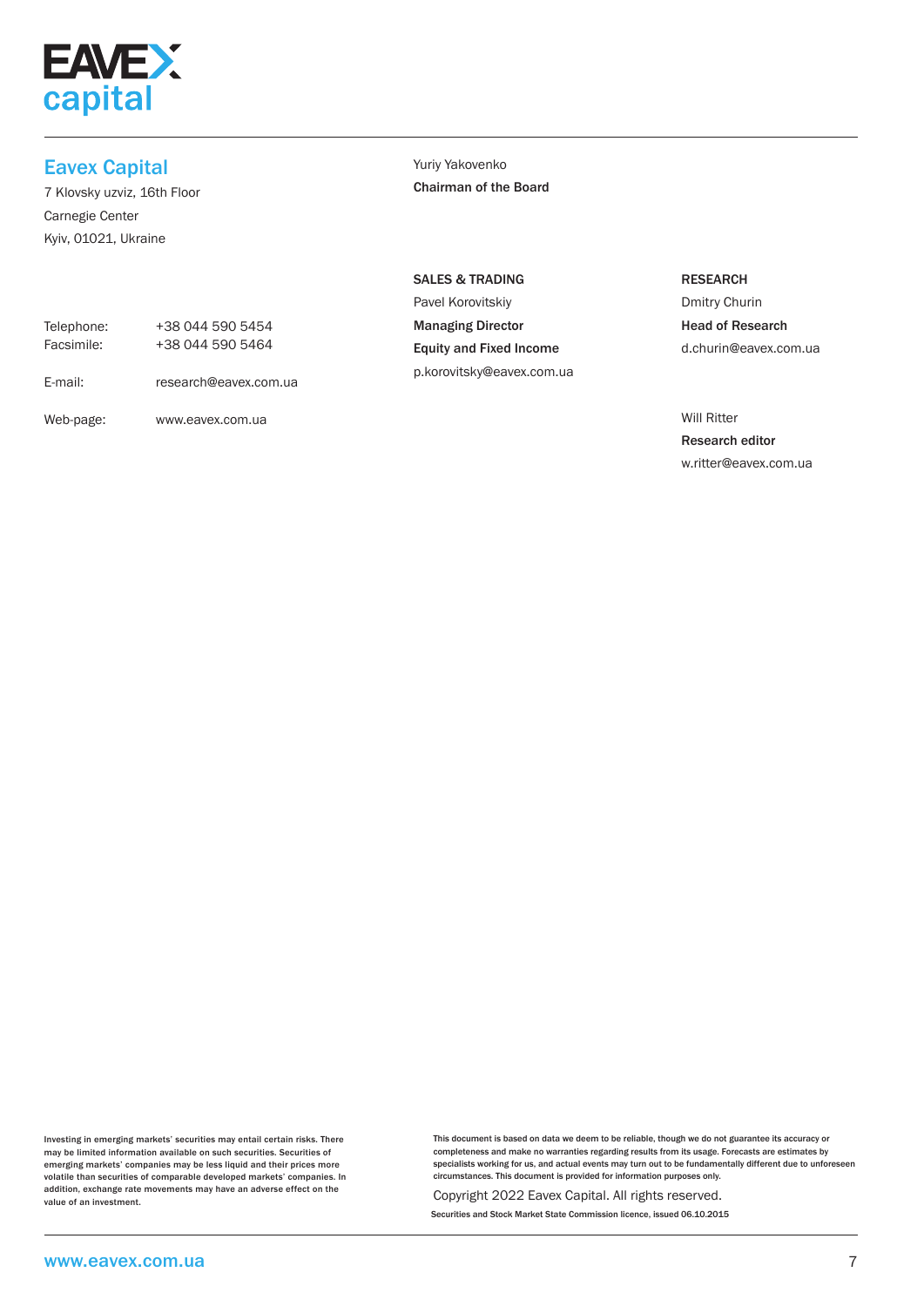EAVEX capital

## Eavex Capital

7 Klovsky uzviz, 16th Floor
Carnegie Center
Kyiv, 01021, Ukraine

| | |
|---|---|
| Telephone: | +38 044 590 5454 |
| Facsimile: | +38 044 590 5464 |
| E-mail: | research@eavex.com.ua |
| Web-page: | www.eavex.com.ua |

Yuriy Yakovenko
**Chairman of the Board**

**SALES & TRADING**

Pavel Korovitskiy
**Managing Director**
**Equity and Fixed Income**
p.korovitsky@eavex.com.ua

**RESEARCH**

Dmitry Churin
**Head of Research**
d.churin@eavex.com.ua

Will Ritter
**Research editor**
w.ritter@eavex.com.ua

Investing in emerging markets' securities may entail certain risks. There may be limited information available on such securities. Securities of emerging markets' companies may be less liquid and their prices more volatile than securities of comparable developed markets' companies. In addition, exchange rate movements may have an adverse effect on the value of an investment.

This document is based on data we deem to be reliable, though we do not guarantee its accuracy or completeness and make no warranties regarding results from its usage. Forecasts are estimates by specialists working for us, and actual events may turn out to be fundamentally different due to unforeseen circumstances. This document is provided for information purposes only.

Copyright 2022 Eavex Capital. All rights reserved.

Securities and Stock Market State Commission licence, issued 06.10.2015